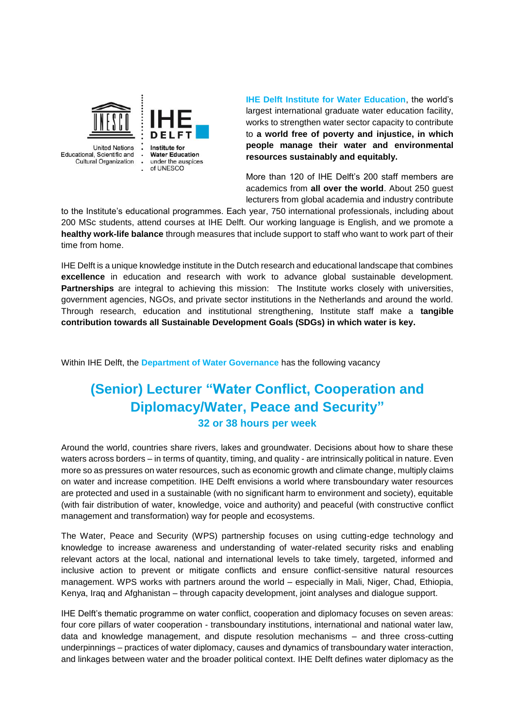United Nations Educational, Scientific and Cultural Organization

IHE DELFT Institute for Water Education under the auspices of UNESCO

**IHE Delft Institute for Water Education**, the world's largest international graduate water education facility, works to strengthen water sector capacity to contribute to **a world free of poverty and injustice, in which people manage their water and environmental resources sustainably and equitably.**

More than 120 of IHE Delft's 200 staff members are academics from **all over the world**. About 250 guest lecturers from global academia and industry contribute to the Institute's educational programmes. Each year, 750 international professionals, including about 200 MSc students, attend courses at IHE Delft. Our working language is English, and we promote a **healthy work-life balance** through measures that include support to staff who want to work part of their time from home.

IHE Delft is a unique knowledge institute in the Dutch research and educational landscape that combines **excellence** in education and research with work to advance global sustainable development. **Partnerships** are integral to achieving this mission: The Institute works closely with universities, government agencies, NGOs, and private sector institutions in the Netherlands and around the world. Through research, education and institutional strengthening, Institute staff make a **tangible contribution towards all Sustainable Development Goals (SDGs) in which water is key.**

Within IHE Delft, the **Department of Water Governance** has the following vacancy

# (Senior) Lecturer "Water Conflict, Cooperation and Diplomacy/Water, Peace and Security"

### 32 or 38 hours per week

Around the world, countries share rivers, lakes and groundwater. Decisions about how to share these waters across borders – in terms of quantity, timing, and quality - are intrinsically political in nature. Even more so as pressures on water resources, such as economic growth and climate change, multiply claims on water and increase competition. IHE Delft envisions a world where transboundary water resources are protected and used in a sustainable (with no significant harm to environment and society), equitable (with fair distribution of water, knowledge, voice and authority) and peaceful (with constructive conflict management and transformation) way for people and ecosystems.

The Water, Peace and Security (WPS) partnership focuses on using cutting-edge technology and knowledge to increase awareness and understanding of water-related security risks and enabling relevant actors at the local, national and international levels to take timely, targeted, informed and inclusive action to prevent or mitigate conflicts and ensure conflict-sensitive natural resources management. WPS works with partners around the world – especially in Mali, Niger, Chad, Ethiopia, Kenya, Iraq and Afghanistan – through capacity development, joint analyses and dialogue support.

IHE Delft's thematic programme on water conflict, cooperation and diplomacy focuses on seven areas: four core pillars of water cooperation - transboundary institutions, international and national water law, data and knowledge management, and dispute resolution mechanisms – and three cross-cutting underpinnings – practices of water diplomacy, causes and dynamics of transboundary water interaction, and linkages between water and the broader political context. IHE Delft defines water diplomacy as the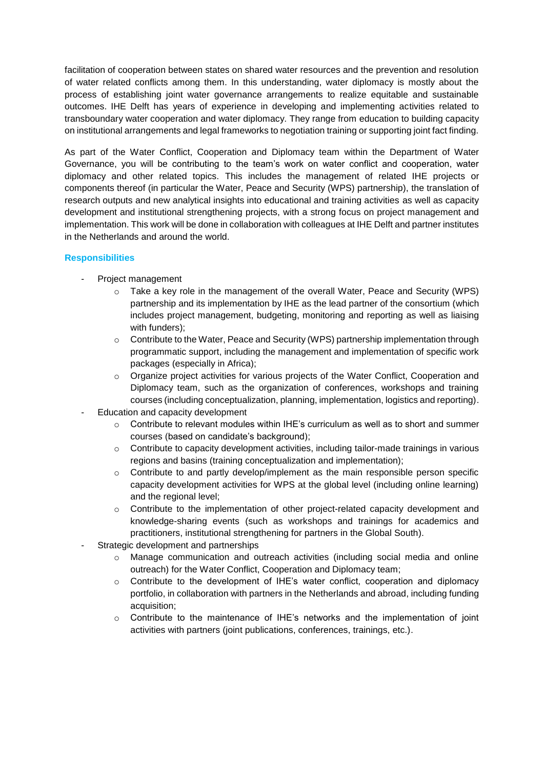facilitation of cooperation between states on shared water resources and the prevention and resolution of water related conflicts among them. In this understanding, water diplomacy is mostly about the process of establishing joint water governance arrangements to realize equitable and sustainable outcomes. IHE Delft has years of experience in developing and implementing activities related to transboundary water cooperation and water diplomacy. They range from education to building capacity on institutional arrangements and legal frameworks to negotiation training or supporting joint fact finding.

As part of the Water Conflict, Cooperation and Diplomacy team within the Department of Water Governance, you will be contributing to the team's work on water conflict and cooperation, water diplomacy and other related topics. This includes the management of related IHE projects or components thereof (in particular the Water, Peace and Security (WPS) partnership), the translation of research outputs and new analytical insights into educational and training activities as well as capacity development and institutional strengthening projects, with a strong focus on project management and implementation. This work will be done in collaboration with colleagues at IHE Delft and partner institutes in the Netherlands and around the world.

### Responsibilities

- Project management
  - Take a key role in the management of the overall Water, Peace and Security (WPS) partnership and its implementation by IHE as the lead partner of the consortium (which includes project management, budgeting, monitoring and reporting as well as liaising with funders);
  - Contribute to the Water, Peace and Security (WPS) partnership implementation through programmatic support, including the management and implementation of specific work packages (especially in Africa);
  - Organize project activities for various projects of the Water Conflict, Cooperation and Diplomacy team, such as the organization of conferences, workshops and training courses (including conceptualization, planning, implementation, logistics and reporting).
- Education and capacity development
  - Contribute to relevant modules within IHE's curriculum as well as to short and summer courses (based on candidate's background);
  - Contribute to capacity development activities, including tailor-made trainings in various regions and basins (training conceptualization and implementation);
  - Contribute to and partly develop/implement as the main responsible person specific capacity development activities for WPS at the global level (including online learning) and the regional level;
  - Contribute to the implementation of other project-related capacity development and knowledge-sharing events (such as workshops and trainings for academics and practitioners, institutional strengthening for partners in the Global South).
- Strategic development and partnerships
  - Manage communication and outreach activities (including social media and online outreach) for the Water Conflict, Cooperation and Diplomacy team;
  - Contribute to the development of IHE's water conflict, cooperation and diplomacy portfolio, in collaboration with partners in the Netherlands and abroad, including funding acquisition;
  - Contribute to the maintenance of IHE's networks and the implementation of joint activities with partners (joint publications, conferences, trainings, etc.).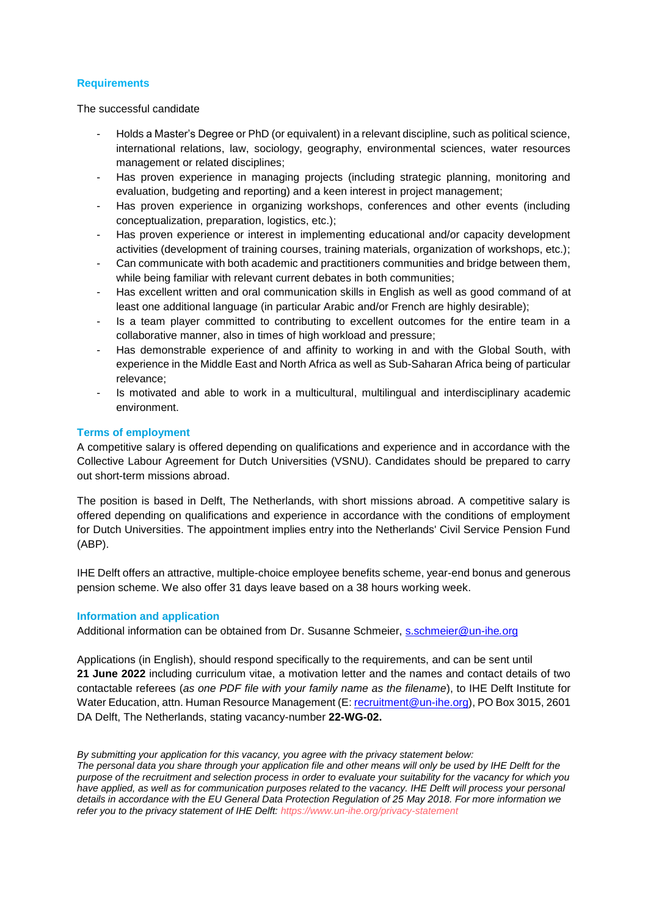### Requirements

The successful candidate

- Holds a Master's Degree or PhD (or equivalent) in a relevant discipline, such as political science, international relations, law, sociology, geography, environmental sciences, water resources management or related disciplines;
- Has proven experience in managing projects (including strategic planning, monitoring and evaluation, budgeting and reporting) and a keen interest in project management;
- Has proven experience in organizing workshops, conferences and other events (including conceptualization, preparation, logistics, etc.);
- Has proven experience or interest in implementing educational and/or capacity development activities (development of training courses, training materials, organization of workshops, etc.);
- Can communicate with both academic and practitioners communities and bridge between them, while being familiar with relevant current debates in both communities;
- Has excellent written and oral communication skills in English as well as good command of at least one additional language (in particular Arabic and/or French are highly desirable);
- Is a team player committed to contributing to excellent outcomes for the entire team in a collaborative manner, also in times of high workload and pressure;
- Has demonstrable experience of and affinity to working in and with the Global South, with experience in the Middle East and North Africa as well as Sub-Saharan Africa being of particular relevance;
- Is motivated and able to work in a multicultural, multilingual and interdisciplinary academic environment.

### Terms of employment

A competitive salary is offered depending on qualifications and experience and in accordance with the Collective Labour Agreement for Dutch Universities (VSNU). Candidates should be prepared to carry out short-term missions abroad.

The position is based in Delft, The Netherlands, with short missions abroad. A competitive salary is offered depending on qualifications and experience in accordance with the conditions of employment for Dutch Universities. The appointment implies entry into the Netherlands' Civil Service Pension Fund (ABP).

IHE Delft offers an attractive, multiple-choice employee benefits scheme, year-end bonus and generous pension scheme. We also offer 31 days leave based on a 38 hours working week.

### Information and application

Additional information can be obtained from Dr. Susanne Schmeier, s.schmeier@un-ihe.org

Applications (in English), should respond specifically to the requirements, and can be sent until **21 June 2022** including curriculum vitae, a motivation letter and the names and contact details of two contactable referees (*as one PDF file with your family name as the filename*), to IHE Delft Institute for Water Education, attn. Human Resource Management (E: recruitment@un-ihe.org), PO Box 3015, 2601 DA Delft, The Netherlands, stating vacancy-number **22-WG-02.**

*By submitting your application for this vacancy, you agree with the privacy statement below:*
*The personal data you share through your application file and other means will only be used by IHE Delft for the purpose of the recruitment and selection process in order to evaluate your suitability for the vacancy for which you have applied, as well as for communication purposes related to the vacancy. IHE Delft will process your personal details in accordance with the EU General Data Protection Regulation of 25 May 2018. For more information we refer you to the privacy statement of IHE Delft: https://www.un-ihe.org/privacy-statement*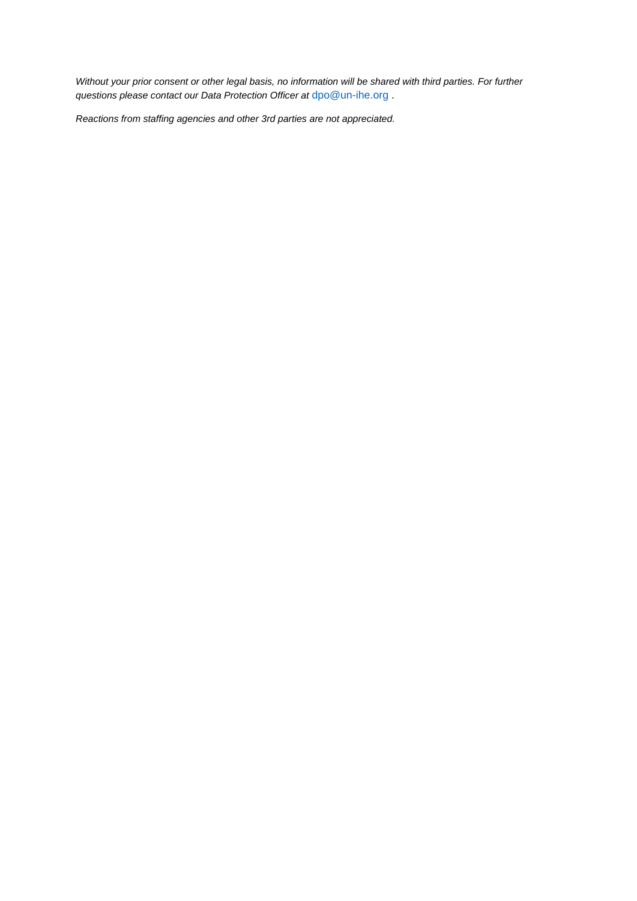*Without your prior consent or other legal basis, no information will be shared with third parties. For further questions please contact our Data Protection Officer at* dpo@un-ihe.org *.*

*Reactions from staffing agencies and other 3rd parties are not appreciated.*